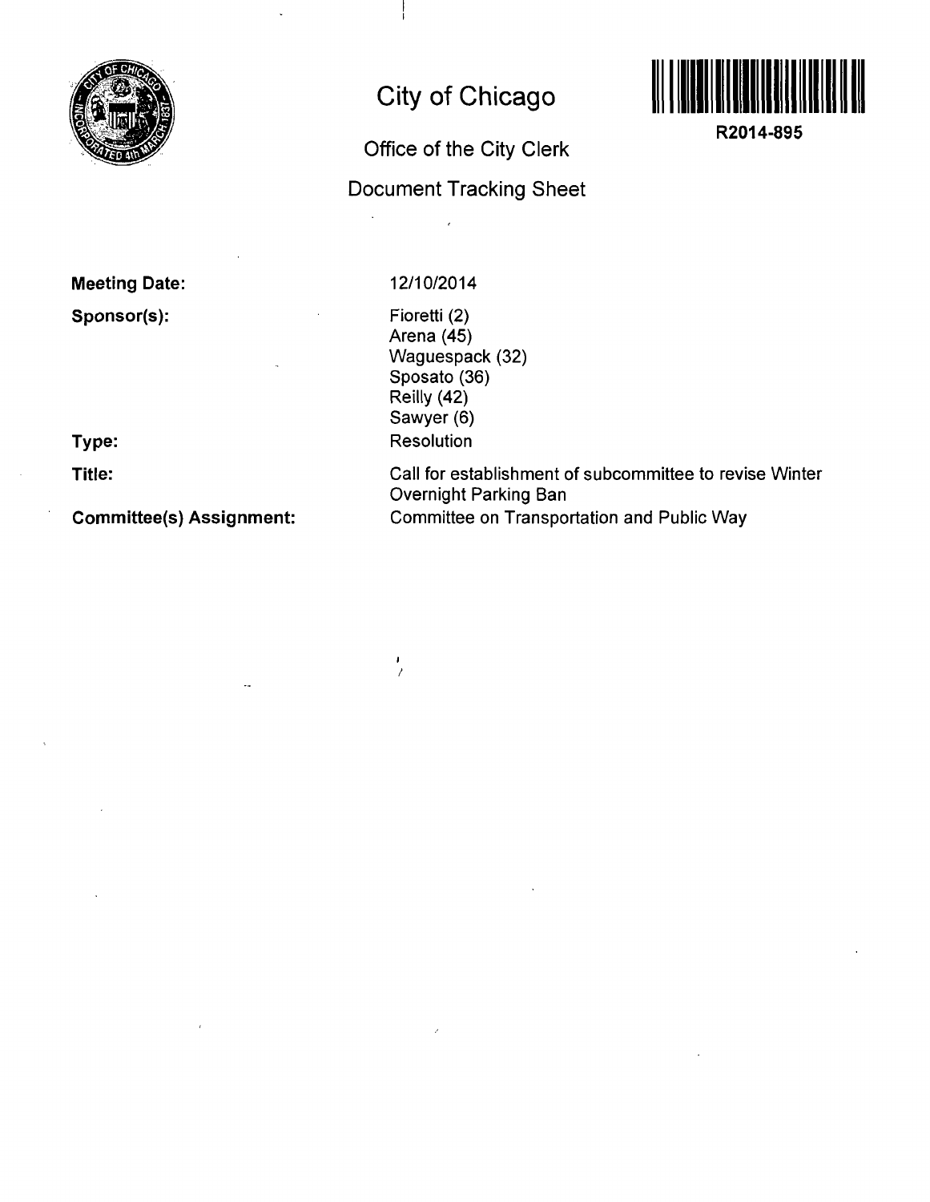# City of Chicago

## Office of the City Clerk

## Document Tracking Sheet

R2014-895

**Meeting Date:** 12/10/2014

**Sponsor(s):**
Fioretti (2)
Arena (45)
Waguespack (32)
Sposato (36)
Reilly (42)
Sawyer (6)

**Type:** Resolution

**Title:** Call for establishment of subcommittee to revise Winter Overnight Parking Ban

**Committee(s) Assignment:** Committee on Transportation and Public Way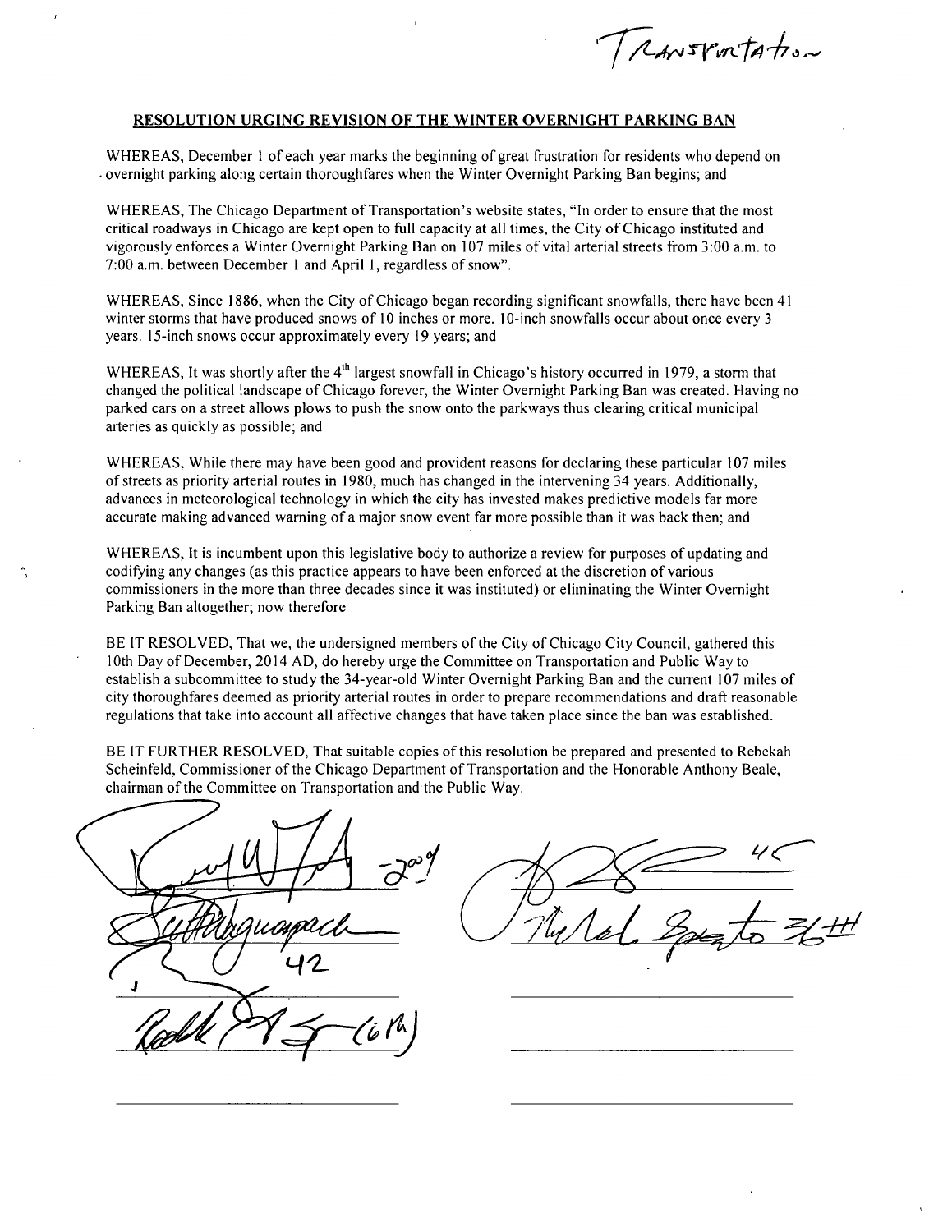Transportation

## RESOLUTION URGING REVISION OF THE WINTER OVERNIGHT PARKING BAN

WHEREAS, December 1 of each year marks the beginning of great frustration for residents who depend on overnight parking along certain thoroughfares when the Winter Overnight Parking Ban begins; and

WHEREAS, The Chicago Department of Transportation's website states, "In order to ensure that the most critical roadways in Chicago are kept open to full capacity at all times, the City of Chicago instituted and vigorously enforces a Winter Overnight Parking Ban on 107 miles of vital arterial streets from 3:00 a.m. to 7:00 a.m. between December 1 and April 1, regardless of snow".

WHEREAS, Since 1886, when the City of Chicago began recording significant snowfalls, there have been 41 winter storms that have produced snows of 10 inches or more. 10-inch snowfalls occur about once every 3 years. 15-inch snows occur approximately every 19 years; and

WHEREAS, It was shortly after the 4th largest snowfall in Chicago's history occurred in 1979, a storm that changed the political landscape of Chicago forever, the Winter Overnight Parking Ban was created. Having no parked cars on a street allows plows to push the snow onto the parkways thus clearing critical municipal arteries as quickly as possible; and

WHEREAS, While there may have been good and provident reasons for declaring these particular 107 miles of streets as priority arterial routes in 1980, much has changed in the intervening 34 years. Additionally, advances in meteorological technology in which the city has invested makes predictive models far more accurate making advanced warning of a major snow event far more possible than it was back then; and

WHEREAS, It is incumbent upon this legislative body to authorize a review for purposes of updating and codifying any changes (as this practice appears to have been enforced at the discretion of various commissioners in the more than three decades since it was instituted) or eliminating the Winter Overnight Parking Ban altogether; now therefore

BE IT RESOLVED, That we, the undersigned members of the City of Chicago City Council, gathered this 10th Day of December, 2014 AD, do hereby urge the Committee on Transportation and Public Way to establish a subcommittee to study the 34-year-old Winter Overnight Parking Ban and the current 107 miles of city thoroughfares deemed as priority arterial routes in order to prepare recommendations and draft reasonable regulations that take into account all affective changes that have taken place since the ban was established.

BE IT FURTHER RESOLVED, That suitable copies of this resolution be prepared and presented to Rebekah Scheinfeld, Commissioner of the Chicago Department of Transportation and the Honorable Anthony Beale, chairman of the Committee on Transportation and the Public Way.

[Signature] 20th

[Signature] 42

[Signature] (6th)

[Signature] 45

Nicholas Sposato 36th